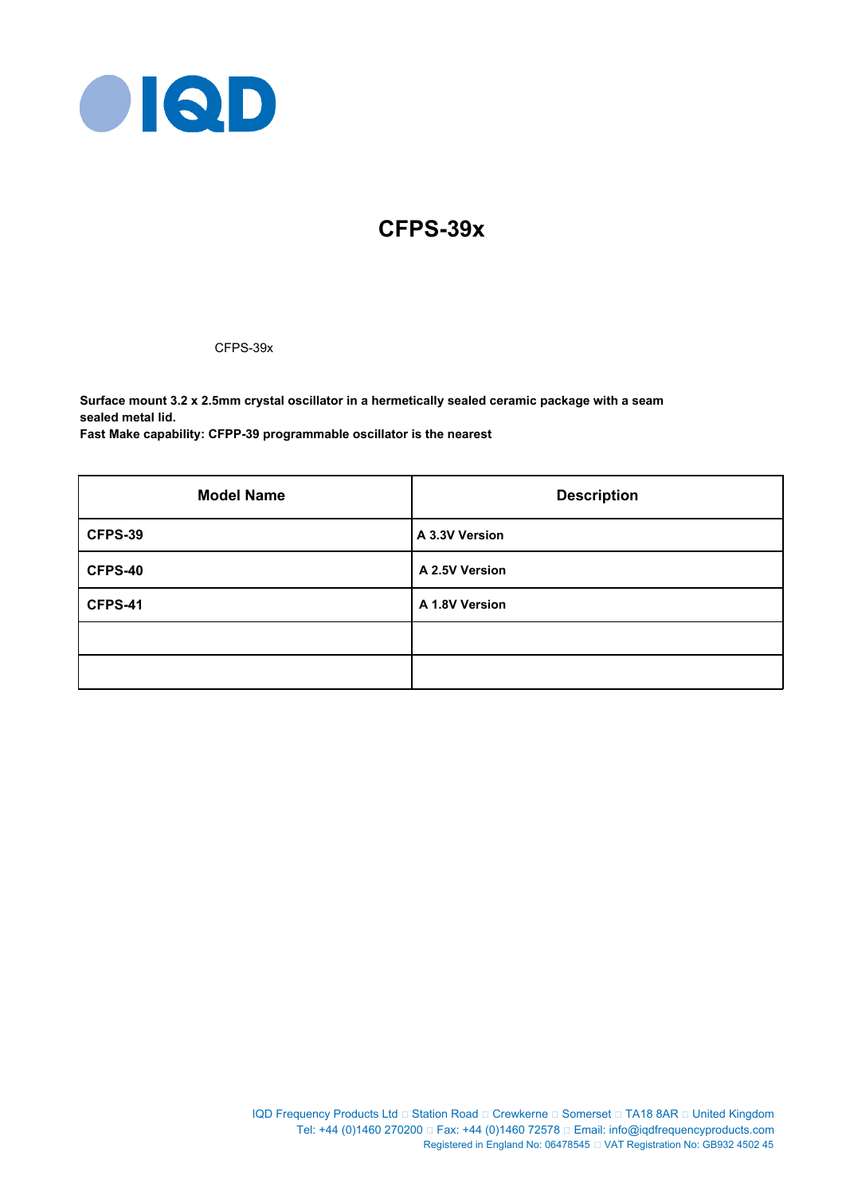# CFPS-39x

CFPS-39x

**Surface mount 3.2 x 2.5mm crystal oscillator in a hermetically sealed ceramic package with a seam sealed metal lid.**
**Fast Make capability: CFPP-39 programmable oscillator is the nearest**

| Model Name | Description |
|---|---|
| **CFPS-39** | **A 3.3V Version** |
| **CFPS-40** | **A 2.5V Version** |
| **CFPS-41** | **A 1.8V Version** |
| | |
| | |

IQD Frequency Products Ltd □ Station Road □ Crewkerne □ Somerset □ TA18 8AR □ United Kingdom
Tel: +44 (0)1460 270200 □ Fax: +44 (0)1460 72578 □ Email: info@iqdfrequencyproducts.com
Registered in England No: 06478545 □ VAT Registration No: GB932 4502 45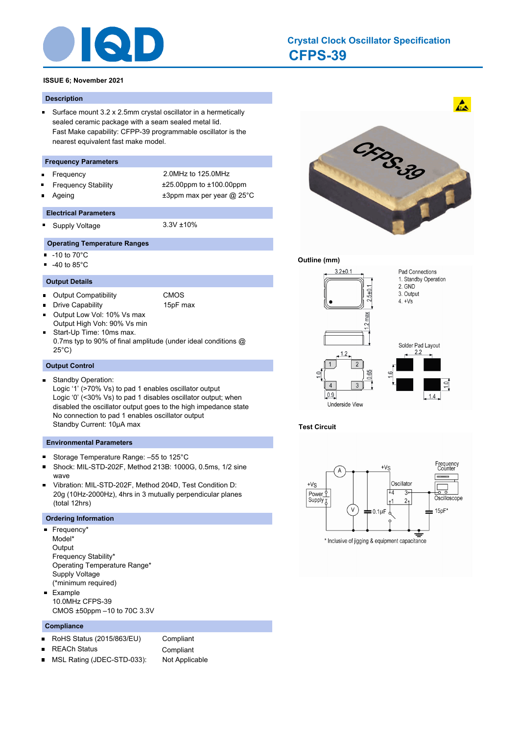# Crystal Clock Oscillator Specification

## CFPS-39

**ISSUE 6; November 2021**

### Description

- Surface mount 3.2 x 2.5mm crystal oscillator in a hermetically sealed ceramic package with a seam sealed metal lid.
  Fast Make capability: CFPP-39 programmable oscillator is the nearest equivalent fast make model.

### Frequency Parameters

| | |
|---|---|
| Frequency | 2.0MHz to 125.0MHz |
| Frequency Stability | ±25.00ppm to ±100.00ppm |
| Ageing | ±3ppm max per year @ 25°C |

### Electrical Parameters

| | |
|---|---|
| Supply Voltage | 3.3V ±10% |

### Operating Temperature Ranges

- -10 to 70°C
- -40 to 85°C

### Output Details

- Output Compatibility: CMOS
- Drive Capability: 15pF max
- Output Low Vol: 10% Vs max
  Output High Voh: 90% Vs min
- Start-Up Time: 10ms max.
  0.7ms typ to 90% of final amplitude (under ideal conditions @ 25°C)

### Output Control

- Standby Operation:
  Logic '1' (>70% Vs) to pad 1 enables oscillator output
  Logic '0' (<30% Vs) to pad 1 disables oscillator output; when disabled the oscillator output goes to the high impedance state
  No connection to pad 1 enables oscillator output
  Standby Current: 10µA max

### Environmental Parameters

- Storage Temperature Range: –55 to 125°C
- Shock: MIL-STD-202F, Method 213B: 1000G, 0.5ms, 1/2 sine wave
- Vibration: MIL-STD-202F, Method 204D, Test Condition D: 20g (10Hz-2000Hz), 4hrs in 3 mutually perpendicular planes (total 12hrs)

### Ordering Information

- Frequency*
  Model*
  Output
  Frequency Stability*
  Operating Temperature Range*
  Supply Voltage
  (*minimum required)
- Example
  10.0MHz CFPS-39
  CMOS ±50ppm –10 to 70C 3.3V

### Compliance

| | |
|---|---|
| RoHS Status (2015/863/EU) | Compliant |
| REACh Status | Compliant |
| MSL Rating (JDEC-STD-033): | Not Applicable |

### Outline (mm)

Pad Connections
1. Standby Operation
2. GND
3. Output
4. +Vs

Dimensions: 3.2±0.1, 2.5±0.1, 1.2 max; Underside View: 1.2, 1.0, 0.65, 0.9; Solder Pad Layout: 2.2, 1.6, 1.0, 1.4

### Test Circuit

* Inclusive of jigging & equipment capacitance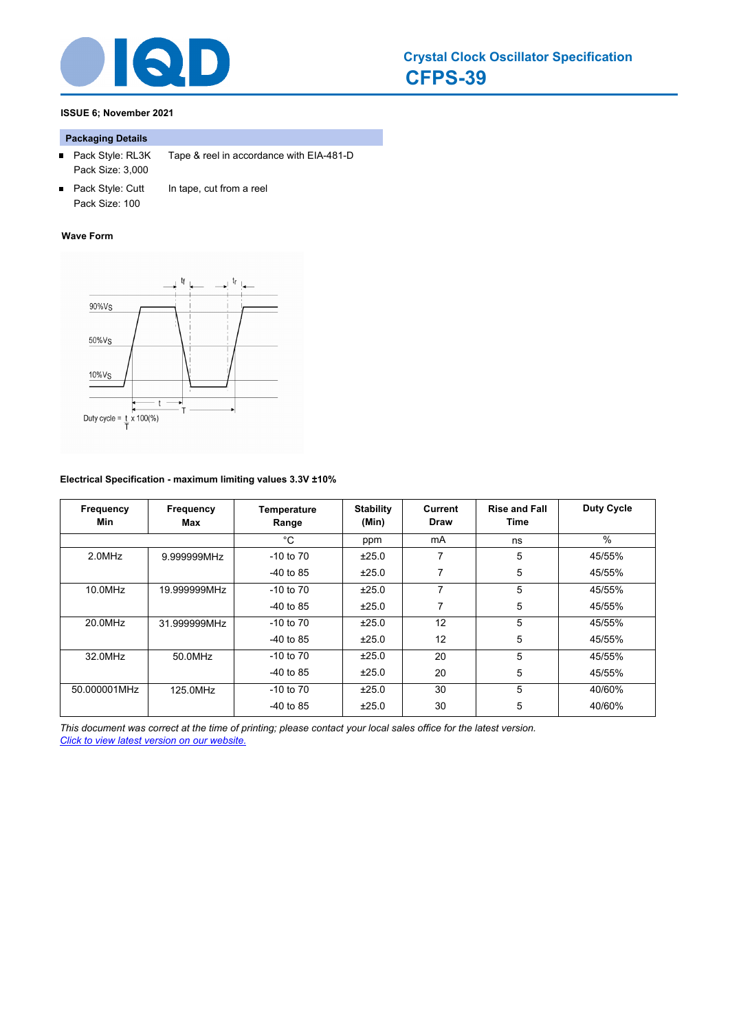ISSUE 6; November 2021

## Packaging Details

- Pack Style: RL3K Tape & reel in accordance with EIA-481-D
  Pack Size: 3,000
- Pack Style: Cutt In tape, cut from a reel
  Pack Size: 100

### Wave Form

90%Vs

50%Vs

10%Vs

tf tr t T

Duty cycle = $\frac{t}{T}$ x 100(%)

### Electrical Specification - maximum limiting values 3.3V ±10%

| Frequency Min | Frequency Max | Temperature Range | Stability (Min) | Current Draw | Rise and Fall Time | Duty Cycle |
|---|---|---|---|---|---|---|
| | | °C | ppm | mA | ns | % |
| 2.0MHz | 9.999999MHz | -10 to 70 | ±25.0 | 7 | 5 | 45/55% |
| | | -40 to 85 | ±25.0 | 7 | 5 | 45/55% |
| 10.0MHz | 19.999999MHz | -10 to 70 | ±25.0 | 7 | 5 | 45/55% |
| | | -40 to 85 | ±25.0 | 7 | 5 | 45/55% |
| 20.0MHz | 31.999999MHz | -10 to 70 | ±25.0 | 12 | 5 | 45/55% |
| | | -40 to 85 | ±25.0 | 12 | 5 | 45/55% |
| 32.0MHz | 50.0MHz | -10 to 70 | ±25.0 | 20 | 5 | 45/55% |
| | | -40 to 85 | ±25.0 | 20 | 5 | 45/55% |
| 50.000001MHz | 125.0MHz | -10 to 70 | ±25.0 | 30 | 5 | 40/60% |
| | | -40 to 85 | ±25.0 | 30 | 5 | 40/60% |

*This document was correct at the time of printing; please contact your local sales office for the latest version.*
*Click to view latest version on our website.*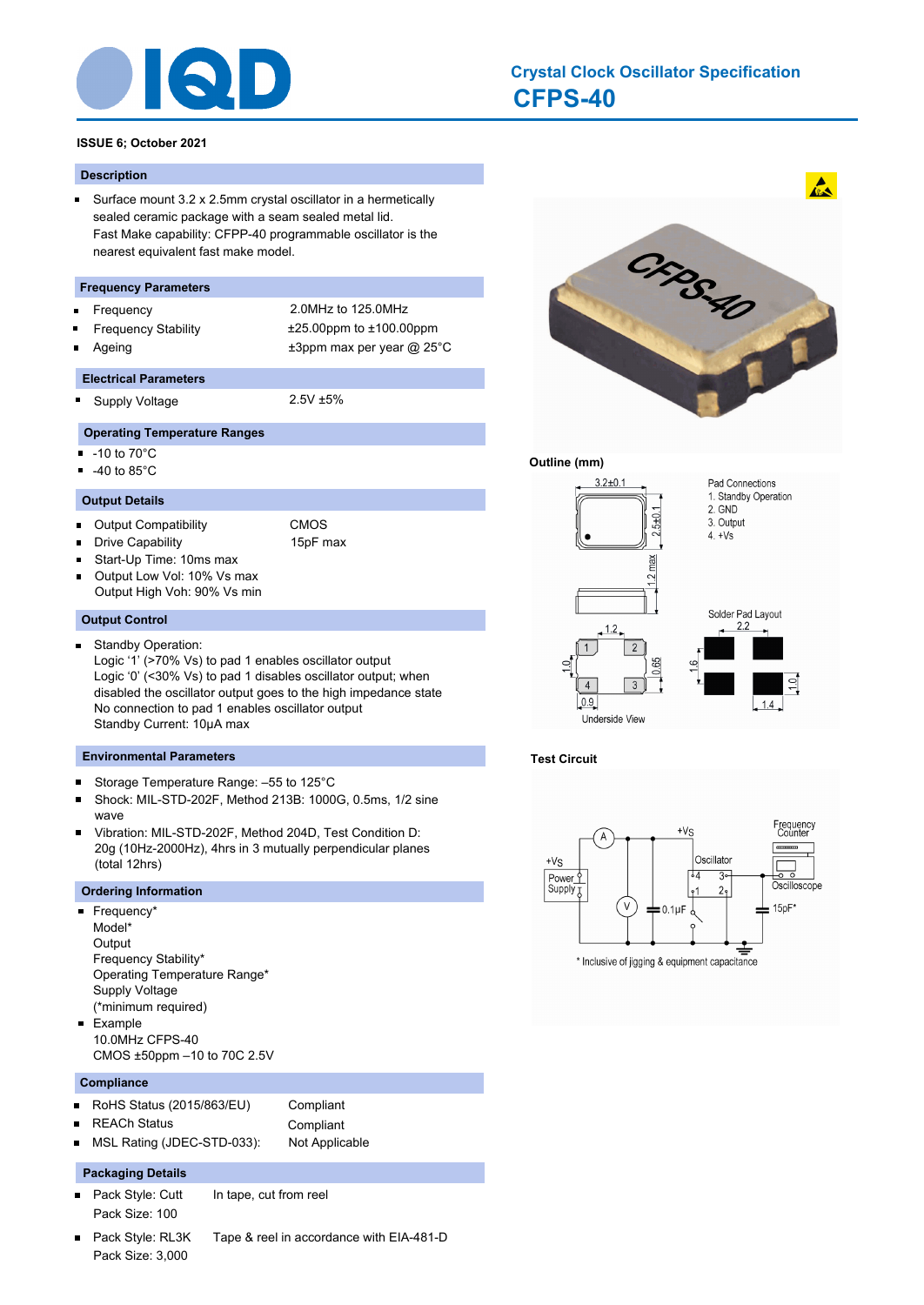# Crystal Clock Oscillator Specification

## CFPS-40

**ISSUE 6; October 2021**

### Description

- Surface mount 3.2 x 2.5mm crystal oscillator in a hermetically sealed ceramic package with a seam sealed metal lid.
  Fast Make capability: CFPP-40 programmable oscillator is the nearest equivalent fast make model.

### Frequency Parameters

| | |
|---|---|
| Frequency | 2.0MHz to 125.0MHz |
| Frequency Stability | ±25.00ppm to ±100.00ppm |
| Ageing | ±3ppm max per year @ 25°C |

### Electrical Parameters

| | |
|---|---|
| Supply Voltage | 2.5V ±5% |

### Operating Temperature Ranges

- -10 to 70°C
- -40 to 85°C

### Output Details

| | |
|---|---|
| Output Compatibility | CMOS |
| Drive Capability | 15pF max |

- Start-Up Time: 10ms max
- Output Low Vol: 10% Vs max
  Output High Voh: 90% Vs min

### Output Control

- Standby Operation:
  Logic '1' (>70% Vs) to pad 1 enables oscillator output
  Logic '0' (<30% Vs) to pad 1 disables oscillator output; when disabled the oscillator output goes to the high impedance state
  No connection to pad 1 enables oscillator output
  Standby Current: 10µA max

### Environmental Parameters

- Storage Temperature Range: –55 to 125°C
- Shock: MIL-STD-202F, Method 213B: 1000G, 0.5ms, 1/2 sine wave
- Vibration: MIL-STD-202F, Method 204D, Test Condition D: 20g (10Hz-2000Hz), 4hrs in 3 mutually perpendicular planes (total 12hrs)

### Ordering Information

- Frequency*
  Model*
  Output
  Frequency Stability*
  Operating Temperature Range*
  Supply Voltage
  (*minimum required)
- Example
  10.0MHz CFPS-40
  CMOS ±50ppm –10 to 70C 2.5V

### Compliance

| | |
|---|---|
| RoHS Status (2015/863/EU) | Compliant |
| REACH Status | Compliant |
| MSL Rating (JDEC-STD-033): | Not Applicable |

### Packaging Details

- Pack Style: Cutt — In tape, cut from reel
  Pack Size: 100
- Pack Style: RL3K — Tape & reel in accordance with EIA-481-D
  Pack Size: 3,000

### Outline (mm)

3.2±0.1, 2.5±0.1, 1.2 max

Pad Connections
1. Standby Operation
2. GND
3. Output
4. +Vs

Underside View: 1.2, 1.0, 0.65, 0.9

Solder Pad Layout: 2.2, 1.6, 1.0, 1.4

### Test Circuit

\* Inclusive of jigging & equipment capacitance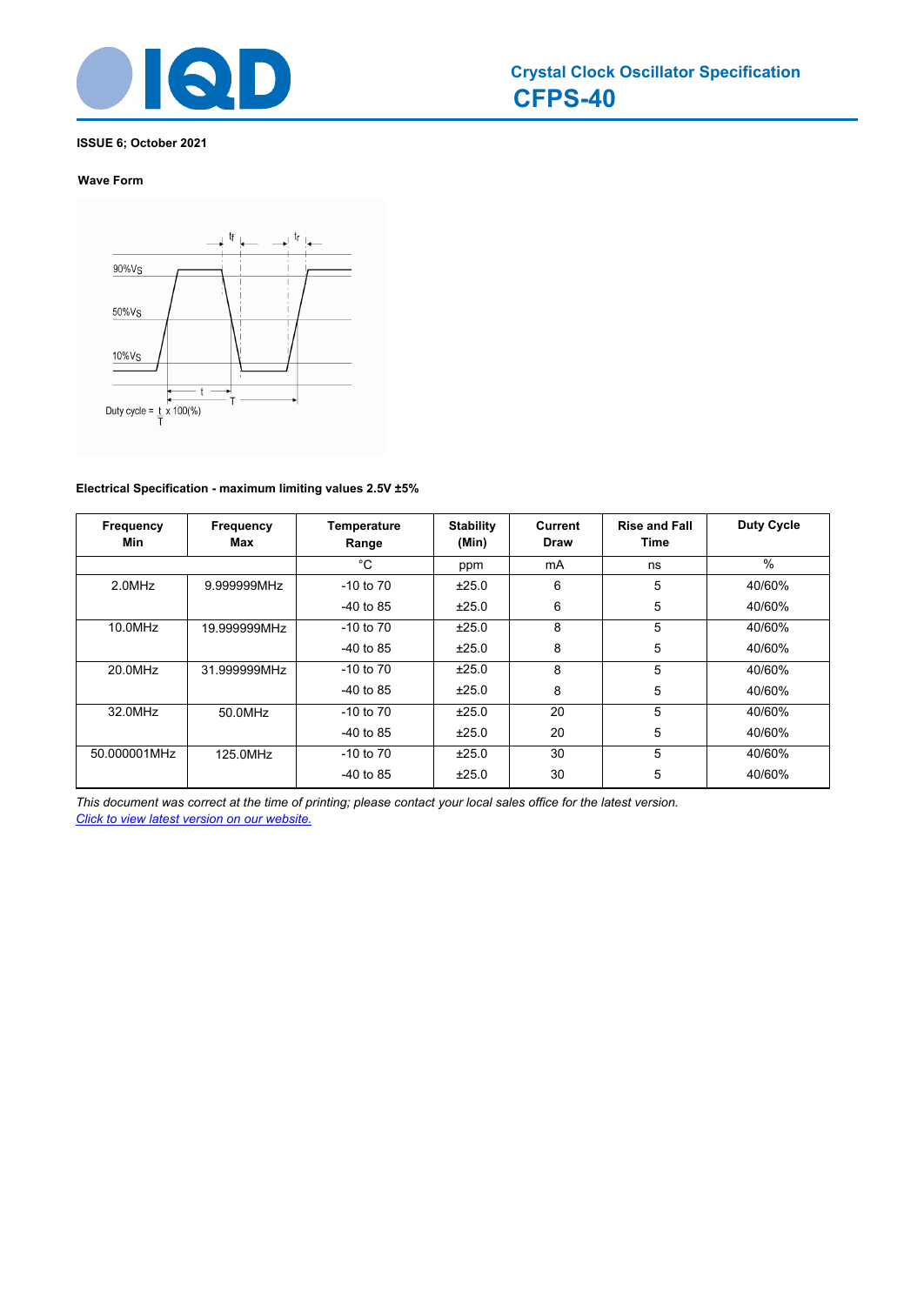**ISSUE 6; October 2021**

**Wave Form**

**Electrical Specification - maximum limiting values 2.5V ±5%**

| Frequency Min | Frequency Max | Temperature Range | Stability (Min) | Current Draw | Rise and Fall Time | Duty Cycle |
|---|---|---|---|---|---|---|
| | | °C | ppm | mA | ns | % |
| 2.0MHz | 9.999999MHz | -10 to 70 | ±25.0 | 6 | 5 | 40/60% |
| | | -40 to 85 | ±25.0 | 6 | 5 | 40/60% |
| 10.0MHz | 19.999999MHz | -10 to 70 | ±25.0 | 8 | 5 | 40/60% |
| | | -40 to 85 | ±25.0 | 8 | 5 | 40/60% |
| 20.0MHz | 31.999999MHz | -10 to 70 | ±25.0 | 8 | 5 | 40/60% |
| | | -40 to 85 | ±25.0 | 8 | 5 | 40/60% |
| 32.0MHz | 50.0MHz | -10 to 70 | ±25.0 | 20 | 5 | 40/60% |
| | | -40 to 85 | ±25.0 | 20 | 5 | 40/60% |
| 50.000001MHz | 125.0MHz | -10 to 70 | ±25.0 | 30 | 5 | 40/60% |
| | | -40 to 85 | ±25.0 | 30 | 5 | 40/60% |

*This document was correct at the time of printing; please contact your local sales office for the latest version.*
*Click to view latest version on our website.*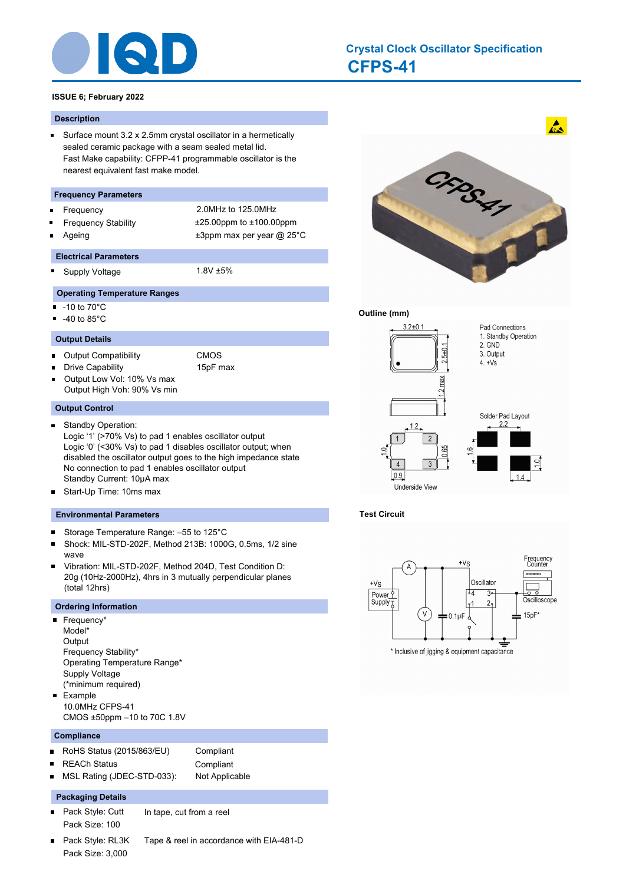# Crystal Clock Oscillator Specification

## CFPS-41

**ISSUE 6; February 2022**

### Description

- Surface mount 3.2 x 2.5mm crystal oscillator in a hermetically sealed ceramic package with a seam sealed metal lid.
  Fast Make capability: CFPP-41 programmable oscillator is the nearest equivalent fast make model.

### Frequency Parameters

| | |
|---|---|
| Frequency | 2.0MHz to 125.0MHz |
| Frequency Stability | ±25.00ppm to ±100.00ppm |
| Ageing | ±3ppm max per year @ 25°C |

### Electrical Parameters

| | |
|---|---|
| Supply Voltage | 1.8V ±5% |

### Operating Temperature Ranges

- -10 to 70°C
- -40 to 85°C

### Output Details

| | |
|---|---|
| Output Compatibility | CMOS |
| Drive Capability | 15pF max |

- Output Low Vol: 10% Vs max
  Output High Voh: 90% Vs min

### Output Control

- Standby Operation:
  Logic '1' (>70% Vs) to pad 1 enables oscillator output
  Logic '0' (<30% Vs) to pad 1 disables oscillator output; when disabled the oscillator output goes to the high impedance state
  No connection to pad 1 enables oscillator output
  Standby Current: 10µA max
- Start-Up Time: 10ms max

### Environmental Parameters

- Storage Temperature Range: –55 to 125°C
- Shock: MIL-STD-202F, Method 213B: 1000G, 0.5ms, 1/2 sine wave
- Vibration: MIL-STD-202F, Method 204D, Test Condition D: 20g (10Hz-2000Hz), 4hrs in 3 mutually perpendicular planes (total 12hrs)

### Ordering Information

- Frequency*
  Model*
  Output
  Frequency Stability*
  Operating Temperature Range*
  Supply Voltage
  (*minimum required)
- Example
  10.0MHz CFPS-41
  CMOS ±50ppm –10 to 70C 1.8V

### Compliance

| | |
|---|---|
| RoHS Status (2015/863/EU) | Compliant |
| REACh Status | Compliant |
| MSL Rating (JDEC-STD-033): | Not Applicable |

### Packaging Details

- Pack Style: Cutt — In tape, cut from a reel
  Pack Size: 100
- Pack Style: RL3K — Tape & reel in accordance with EIA-481-D
  Pack Size: 3,000

### Outline (mm)

Pad Connections
1. Standby Operation
2. GND
3. Output
4. +Vs

Dimensions: 3.2±0.1, 2.5±0.1, 1.2 max

Underside View: 1.2, 1.0, 0.65, 0.9

Solder Pad Layout: 2.2, 1.6, 1.0, 1.4

### Test Circuit

\* Inclusive of jigging & equipment capacitance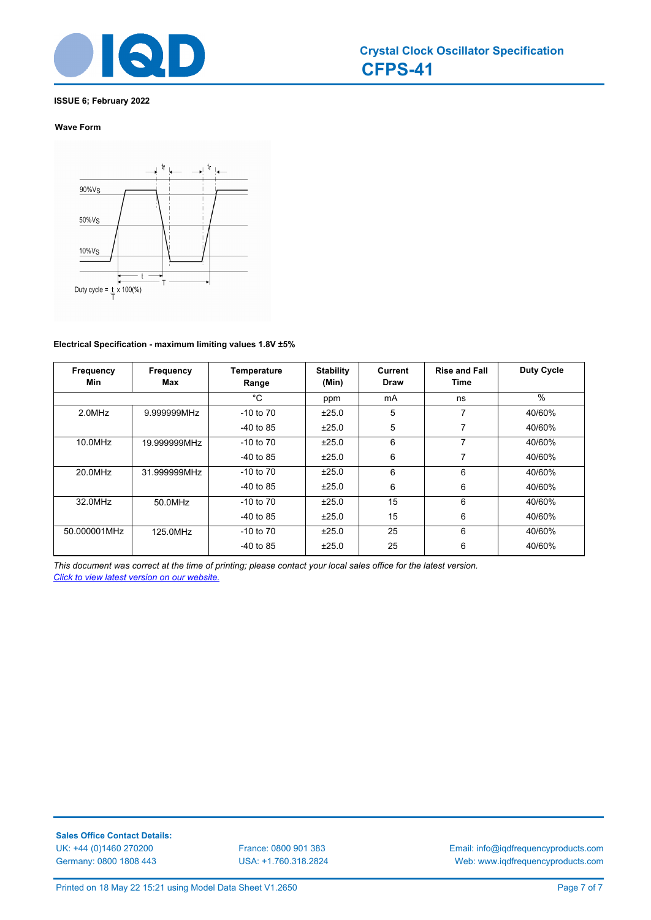**ISSUE 6; February 2022**

**Wave Form**

$t_f$
$t_r$
90%Vs
50%Vs
10%Vs
t
T
Duty cycle = $\frac{t}{T}$ x 100(%)

**Electrical Specification - maximum limiting values 1.8V ±5%**

| Frequency Min | Frequency Max | Temperature Range | Stability (Min) | Current Draw | Rise and Fall Time | Duty Cycle |
|---|---|---|---|---|---|---|
| | | °C | ppm | mA | ns | % |
| 2.0MHz | 9.999999MHz | -10 to 70 | ±25.0 | 5 | 7 | 40/60% |
| | | -40 to 85 | ±25.0 | 5 | 7 | 40/60% |
| 10.0MHz | 19.999999MHz | -10 to 70 | ±25.0 | 6 | 7 | 40/60% |
| | | -40 to 85 | ±25.0 | 6 | 7 | 40/60% |
| 20.0MHz | 31.999999MHz | -10 to 70 | ±25.0 | 6 | 6 | 40/60% |
| | | -40 to 85 | ±25.0 | 6 | 6 | 40/60% |
| 32.0MHz | 50.0MHz | -10 to 70 | ±25.0 | 15 | 6 | 40/60% |
| | | -40 to 85 | ±25.0 | 15 | 6 | 40/60% |
| 50.000001MHz | 125.0MHz | -10 to 70 | ±25.0 | 25 | 6 | 40/60% |
| | | -40 to 85 | ±25.0 | 25 | 6 | 40/60% |

*This document was correct at the time of printing; please contact your local sales office for the latest version.*
*Click to view latest version on our website.*

**Sales Office Contact Details:**
UK: +44 (0)1460 270200
Germany: 0800 1808 443
France: 0800 901 383
USA: +1.760.318.2824
Email: info@iqdfrequencyproducts.com
Web: www.iqdfrequencyproducts.com

Printed on 18 May 22 15:21 using Model Data Sheet V1.2650